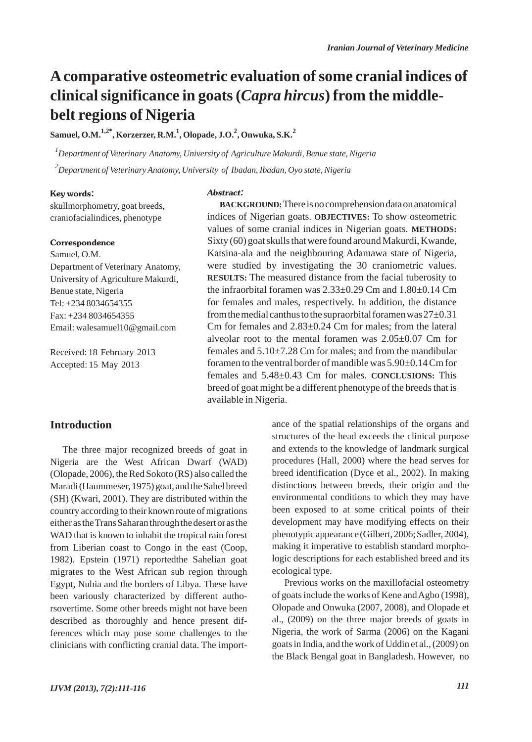# A comparative osteometric evaluation of some cranial indices of clinical significance in goats (*Capra hircus*) from the middle-belt regions of Nigeria

**Samuel, O.M.[1,2*], Korzerzer, R.M.[1], Olopade, J.O.[2], Onwuka, S.K.[2]**

[1] *Department of Veterinary Anatomy, University of Agriculture Makurdi, Benue state, Nigeria*

[2] *Department of Veterinary Anatomy, University of Ibadan, Ibadan, Oyo state, Nigeria*

**Key words:**

skullmorphometry, goat breeds, craniofacialindices, phenotype

**Correspondence**

Samuel, O.M.
Department of Veterinary Anatomy, University of Agriculture Makurdi, Benue state, Nigeria
Tel: +234 8034654355
Fax: +234 8034654355
Email: walesamuel10@gmail.com

Received: 18 February 2013
Accepted: 15 May 2013

***Abstract:***

**BACKGROUND:** There is no comprehension data on anatomical indices of Nigerian goats. **OBJECTIVES:** To show osteometric values of some cranial indices in Nigerian goats. **METHODS:** Sixty (60) goat skulls that were found around Makurdi, Kwande, Katsina-ala and the neighbouring Adamawa state of Nigeria, were studied by investigating the 30 craniometric values. **RESULTS:** The measured distance from the facial tuberosity to the infraorbital foramen was 2.33±0.29 Cm and 1.80±0.14 Cm for females and males, respectively. In addition, the distance from the medial canthus to the supraorbital foramen was 27±0.31 Cm for females and 2.83±0.24 Cm for males; from the lateral alveolar root to the mental foramen was 2.05±0.07 Cm for females and 5.10±7.28 Cm for males; and from the mandibular foramen to the ventral border of mandible was 5.90±0.14 Cm for females and 5.48±0.43 Cm for males. **CONCLUSIONS:** This breed of goat might be a different phenotype of the breeds that is available in Nigeria.

## Introduction

The three major recognized breeds of goat in Nigeria are the West African Dwarf (WAD) (Olopade, 2006), the Red Sokoto (RS) also called the Maradi (Haummeser, 1975) goat, and the Sahel breed (SH) (Kwari, 2001). They are distributed within the country according to their known route of migrations either as the Trans Saharan through the desert or as the WAD that is known to inhabit the tropical rain forest from Liberian coast to Congo in the east (Coop, 1982). Epstein (1971) reportedthe Sahelian goat migrates to the West African sub region through Egypt, Nubia and the borders of Libya. These have been variously characterized by different authorsovertime. Some other breeds might not have been described as thoroughly and hence present differences which may pose some challenges to the clinicians with conflicting cranial data. The importance of the spatial relationships of the organs and structures of the head exceeds the clinical purpose and extends to the knowledge of landmark surgical procedures (Hall, 2000) where the head serves for breed identification (Dyce et al., 2002). In making distinctions between breeds, their origin and the environmental conditions to which they may have been exposed to at some critical points of their development may have modifying effects on their phenotypic appearance (Gilbert, 2006; Sadler, 2004), making it imperative to establish standard morphologic descriptions for each established breed and its ecological type.

Previous works on the maxillofacial osteometry of goats include the works of Kene and Agbo (1998), Olopade and Onwuka (2007, 2008), and Olopade et al., (2009) on the three major breeds of goats in Nigeria, the work of Sarma (2006) on the Kagani goats in India, and the work of Uddin et al., (2009) on the Black Bengal goat in Bangladesh. However, no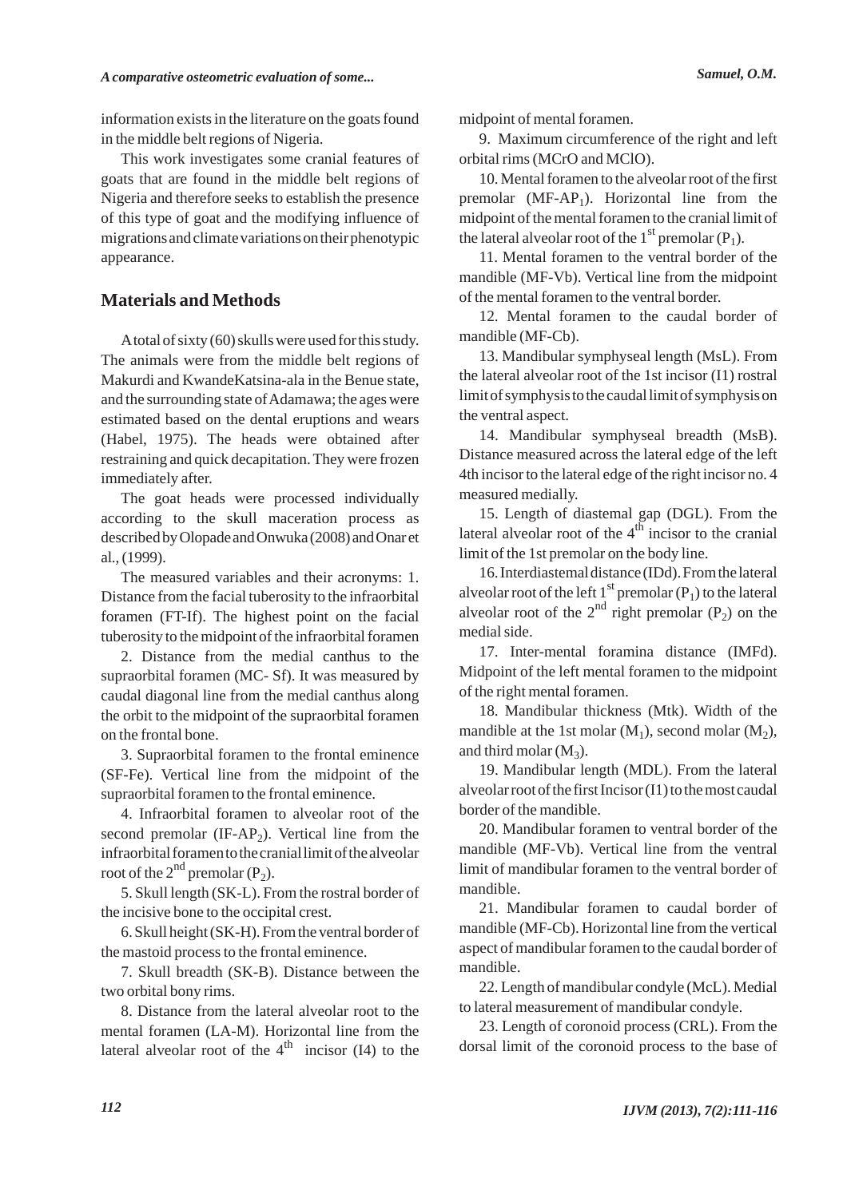information exists in the literature on the goats found in the middle belt regions of Nigeria.

This work investigates some cranial features of goats that are found in the middle belt regions of Nigeria and therefore seeks to establish the presence of this type of goat and the modifying influence of migrations and climate variations on their phenotypic appearance.

## Materials and Methods

A total of sixty (60) skulls were used for this study. The animals were from the middle belt regions of Makurdi and KwandeKatsina-ala in the Benue state, and the surrounding state of Adamawa; the ages were estimated based on the dental eruptions and wears (Habel, 1975). The heads were obtained after restraining and quick decapitation. They were frozen immediately after.

The goat heads were processed individually according to the skull maceration process as described by Olopade and Onwuka (2008) and Onar et al., (1999).

The measured variables and their acronyms: 1. Distance from the facial tuberosity to the infraorbital foramen (FT-If). The highest point on the facial tuberosity to the midpoint of the infraorbital foramen

2. Distance from the medial canthus to the supraorbital foramen (MC- Sf). It was measured by caudal diagonal line from the medial canthus along the orbit to the midpoint of the supraorbital foramen on the frontal bone.

3. Supraorbital foramen to the frontal eminence (SF-Fe). Vertical line from the midpoint of the supraorbital foramen to the frontal eminence.

4. Infraorbital foramen to alveolar root of the second premolar (IF-AP$_2$). Vertical line from the infraorbital foramen to the cranial limit of the alveolar root of the 2$^{nd}$ premolar (P$_2$).

5. Skull length (SK-L). From the rostral border of the incisive bone to the occipital crest.

6. Skull height (SK-H). From the ventral border of the mastoid process to the frontal eminence.

7. Skull breadth (SK-B). Distance between the two orbital bony rims.

8. Distance from the lateral alveolar root to the mental foramen (LA-M). Horizontal line from the lateral alveolar root of the 4$^{th}$ incisor (I4) to the midpoint of mental foramen.

9. Maximum circumference of the right and left orbital rims (MCrO and MClO).

10. Mental foramen to the alveolar root of the first premolar (MF-AP$_1$). Horizontal line from the midpoint of the mental foramen to the cranial limit of the lateral alveolar root of the 1$^{st}$ premolar (P$_1$).

11. Mental foramen to the ventral border of the mandible (MF-Vb). Vertical line from the midpoint of the mental foramen to the ventral border.

12. Mental foramen to the caudal border of mandible (MF-Cb).

13. Mandibular symphyseal length (MsL). From the lateral alveolar root of the 1st incisor (I1) rostral limit of symphysis to the caudal limit of symphysis on the ventral aspect.

14. Mandibular symphyseal breadth (MsB). Distance measured across the lateral edge of the left 4th incisor to the lateral edge of the right incisor no. 4 measured medially.

15. Length of diastemal gap (DGL). From the lateral alveolar root of the 4$^{th}$ incisor to the cranial limit of the 1st premolar on the body line.

16. Interdiastemal distance (IDd). From the lateral alveolar root of the left 1$^{st}$ premolar (P$_1$) to the lateral alveolar root of the 2$^{nd}$ right premolar (P$_2$) on the medial side.

17. Inter-mental foramina distance (IMFd). Midpoint of the left mental foramen to the midpoint of the right mental foramen.

18. Mandibular thickness (Mtk). Width of the mandible at the 1st molar (M$_1$), second molar (M$_2$), and third molar (M$_3$).

19. Mandibular length (MDL). From the lateral alveolar root of the first Incisor (I1) to the most caudal border of the mandible.

20. Mandibular foramen to ventral border of the mandible (MF-Vb). Vertical line from the ventral limit of mandibular foramen to the ventral border of mandible.

21. Mandibular foramen to caudal border of mandible (MF-Cb). Horizontal line from the vertical aspect of mandibular foramen to the caudal border of mandible.

22. Length of mandibular condyle (McL). Medial to lateral measurement of mandibular condyle.

23. Length of coronoid process (CRL). From the dorsal limit of the coronoid process to the base of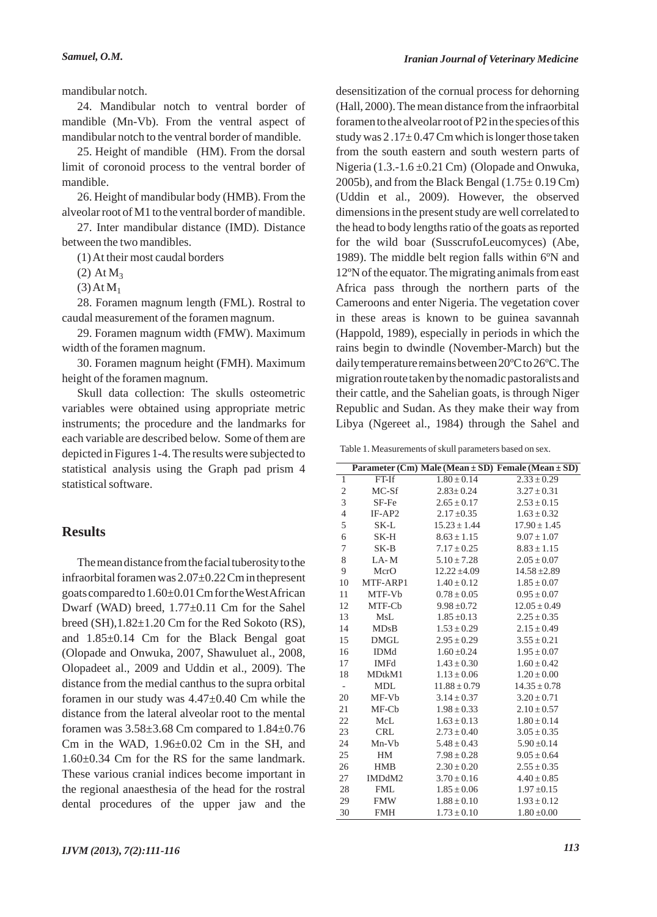mandibular notch.

24. Mandibular notch to ventral border of mandible (Mn-Vb). From the ventral aspect of mandibular notch to the ventral border of mandible.

25. Height of mandible (HM). From the dorsal limit of coronoid process to the ventral border of mandible.

26. Height of mandibular body (HMB). From the alveolar root of M1 to the ventral border of mandible.

27. Inter mandibular distance (IMD). Distance between the two mandibles.

(1) At their most caudal borders

(2) At $M_3$

(3) At $M_1$

28. Foramen magnum length (FML). Rostral to caudal measurement of the foramen magnum.

29. Foramen magnum width (FMW). Maximum width of the foramen magnum.

30. Foramen magnum height (FMH). Maximum height of the foramen magnum.

Skull data collection: The skulls osteometric variables were obtained using appropriate metric instruments; the procedure and the landmarks for each variable are described below. Some of them are depicted in Figures 1-4. The results were subjected to statistical analysis using the Graph pad prism 4 statistical software.

## Results

The mean distance from the facial tuberosity to the infraorbital foramen was 2.07±0.22 Cm in thepresent goats compared to 1.60±0.01 Cm for the West African Dwarf (WAD) breed, 1.77±0.11 Cm for the Sahel breed (SH),1.82±1.20 Cm for the Red Sokoto (RS), and 1.85±0.14 Cm for the Black Bengal goat (Olopade and Onwuka, 2007, Shawuluet al., 2008, Olopadeet al., 2009 and Uddin et al., 2009). The distance from the medial canthus to the supra orbital foramen in our study was 4.47±0.40 Cm while the distance from the lateral alveolar root to the mental foramen was 3.58±3.68 Cm compared to 1.84±0.76 Cm in the WAD, 1.96±0.02 Cm in the SH, and 1.60±0.34 Cm for the RS for the same landmark. These various cranial indices become important in the regional anaesthesia of the head for the rostral dental procedures of the upper jaw and the desensitization of the cornual process for dehorning (Hall, 2000). The mean distance from the infraorbital foramen to the alveolar root of P2 in the species of this study was 2 .17± 0.47 Cm which is longer those taken from the south eastern and south western parts of Nigeria (1.3.-1.6 ±0.21 Cm) (Olopade and Onwuka, 2005b), and from the Black Bengal (1.75± 0.19 Cm) (Uddin et al., 2009). However, the observed dimensions in the present study are well correlated to the head to body lengths ratio of the goats as reported for the wild boar (SusscrufoLeucomyces) (Abe, 1989). The middle belt region falls within 6ºN and 12ºN of the equator. The migrating animals from east Africa pass through the northern parts of the Cameroons and enter Nigeria. The vegetation cover in these areas is known to be guinea savannah (Happold, 1989), especially in periods in which the rains begin to dwindle (November-March) but the daily temperature remains between 20ºC to 26ºC. The migration route taken by the nomadic pastoralists and their cattle, and the Sahelian goats, is through Niger Republic and Sudan. As they make their way from Libya (Ngereet al., 1984) through the Sahel and

Table 1. Measurements of skull parameters based on sex.

| | Parameter (Cm) | Male (Mean ± SD) | Female (Mean ± SD) |
|---|---|---|---|
| 1 | FT-If | 1.80 ± 0.14 | 2.33 ± 0.29 |
| 2 | MC-Sf | 2.83± 0.24 | 3.27 ± 0.31 |
| 3 | SF-Fe | 2.65 ± 0.17 | 2.53 ± 0.15 |
| 4 | IF-AP2 | 2.17 ±0.35 | 1.63 ± 0.32 |
| 5 | SK-L | 15.23 ± 1.44 | 17.90 ± 1.45 |
| 6 | SK-H | 8.63 ± 1.15 | 9.07 ± 1.07 |
| 7 | SK-B | 7.17 ± 0.25 | 8.83 ± 1.15 |
| 8 | LA- M | 5.10 ± 7.28 | 2.05 ± 0.07 |
| 9 | McrO | 12.22 ±4.09 | 14.58 ±2.89 |
| 10 | MTF-ARP1 | 1.40 ± 0.12 | 1.85 ± 0.07 |
| 11 | MTF-Vb | 0.78 ± 0.05 | 0.95 ± 0.07 |
| 12 | MTF-Cb | 9.98 ±0.72 | 12.05 ± 0.49 |
| 13 | MsL | 1.85 ±0.13 | 2.25 ± 0.35 |
| 14 | MDsB | 1.53 ± 0.29 | 2.15 ± 0.49 |
| 15 | DMGL | 2.95 ± 0.29 | 3.55 ± 0.21 |
| 16 | IDMd | 1.60 ±0.24 | 1.95 ± 0.07 |
| 17 | IMFd | 1.43 ± 0.30 | 1.60 ± 0.42 |
| 18 | MDtkM1 | 1.13 ± 0.06 | 1.20 ± 0.00 |
| - | MDL | 11.88 ± 0.79 | 14.35 ± 0.78 |
| 20 | MF-Vb | 3.14 ± 0.37 | 3.20 ± 0.71 |
| 21 | MF-Cb | 1.98 ± 0.33 | 2.10 ± 0.57 |
| 22 | McL | 1.63 ± 0.13 | 1.80 ± 0.14 |
| 23 | CRL | 2.73 ± 0.40 | 3.05 ± 0.35 |
| 24 | Mn-Vb | 5.48 ± 0.43 | 5.90 ±0.14 |
| 25 | HM | 7.98 ± 0.28 | 9.05 ± 0.64 |
| 26 | HMB | 2.30 ± 0.20 | 2.55 ± 0.35 |
| 27 | IMDdM2 | 3.70 ± 0.16 | 4.40 ± 0.85 |
| 28 | FML | 1.85 ± 0.06 | 1.97 ±0.15 |
| 29 | FMW | 1.88 ± 0.10 | 1.93 ± 0.12 |
| 30 | FMH | 1.73 ± 0.10 | 1.80 ±0.00 |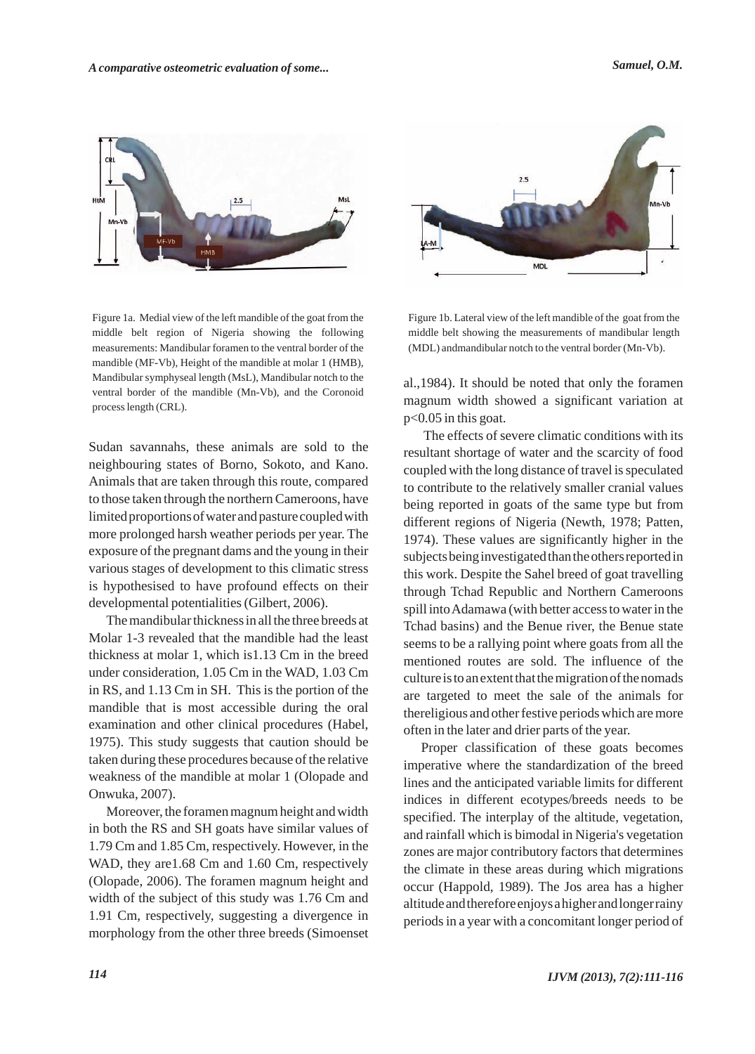Figure 1a. Medial view of the left mandible of the goat from the middle belt region of Nigeria showing the following measurements: Mandibular foramen to the ventral border of the mandible (MF-Vb), Height of the mandible at molar 1 (HMB), Mandibular symphyseal length (MsL), Mandibular notch to the ventral border of the mandible (Mn-Vb), and the Coronoid process length (CRL).

Figure 1b. Lateral view of the left mandible of the goat from the middle belt showing the measurements of mandibular length (MDL) andmandibular notch to the ventral border (Mn-Vb).

Sudan savannahs, these animals are sold to the neighbouring states of Borno, Sokoto, and Kano. Animals that are taken through this route, compared to those taken through the northern Cameroons, have limited proportions of water and pasture coupled with more prolonged harsh weather periods per year. The exposure of the pregnant dams and the young in their various stages of development to this climatic stress is hypothesised to have profound effects on their developmental potentialities (Gilbert, 2006).

The mandibular thickness in all the three breeds at Molar 1-3 revealed that the mandible had the least thickness at molar 1, which is1.13 Cm in the breed under consideration, 1.05 Cm in the WAD, 1.03 Cm in RS, and 1.13 Cm in SH. This is the portion of the mandible that is most accessible during the oral examination and other clinical procedures (Habel, 1975). This study suggests that caution should be taken during these procedures because of the relative weakness of the mandible at molar 1 (Olopade and Onwuka, 2007).

Moreover, the foramen magnum height and width in both the RS and SH goats have similar values of 1.79 Cm and 1.85 Cm, respectively. However, in the WAD, they are1.68 Cm and 1.60 Cm, respectively (Olopade, 2006). The foramen magnum height and width of the subject of this study was 1.76 Cm and 1.91 Cm, respectively, suggesting a divergence in morphology from the other three breeds (Simoenset al.,1984). It should be noted that only the foramen magnum width showed a significant variation at $p<0.05$ in this goat.

The effects of severe climatic conditions with its resultant shortage of water and the scarcity of food coupled with the long distance of travel is speculated to contribute to the relatively smaller cranial values being reported in goats of the same type but from different regions of Nigeria (Newth, 1978; Patten, 1974). These values are significantly higher in the subjects being investigated than the others reported in this work. Despite the Sahel breed of goat travelling through Tchad Republic and Northern Cameroons spill into Adamawa (with better access to water in the Tchad basins) and the Benue river, the Benue state seems to be a rallying point where goats from all the mentioned routes are sold. The influence of the culture is to an extent that the migration of the nomads are targeted to meet the sale of the animals for thereligious and other festive periods which are more often in the later and drier parts of the year.

Proper classification of these goats becomes imperative where the standardization of the breed lines and the anticipated variable limits for different indices in different ecotypes/breeds needs to be specified. The interplay of the altitude, vegetation, and rainfall which is bimodal in Nigeria's vegetation zones are major contributory factors that determines the climate in these areas during which migrations occur (Happold, 1989). The Jos area has a higher altitude and therefore enjoys a higher and longer rainy periods in a year with a concomitant longer period of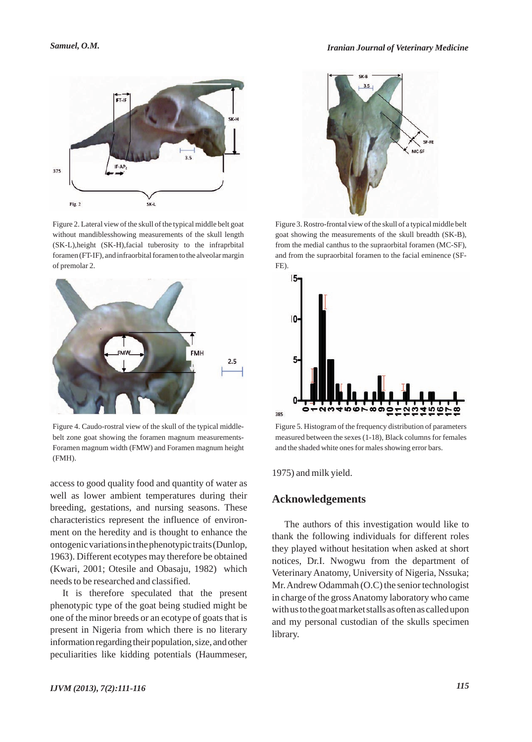Figure 2. Lateral view of the skull of the typical middle belt goat without mandiblesshowing measurements of the skull length (SK-L),height (SK-H),facial tuberosity to the infraprbital foramen (FT-IF), and infraorbital foramen to the alveolar margin of premolar 2.

Figure 3. Rostro-frontal view of the skull of a typical middle belt goat showing the measurements of the skull breadth (SK-B), from the medial canthus to the supraorbital foramen (MC-SF), and from the supraorbital foramen to the facial eminence (SF-FE).

Figure 4. Caudo-rostral view of the skull of the typical middle-belt zone goat showing the foramen magnum measurements-Foramen magnum width (FMW) and Foramen magnum height (FMH).

Figure 5. Histogram of the frequency distribution of parameters measured between the sexes (1-18), Black columns for females and the shaded white ones for males showing error bars.

access to good quality food and quantity of water as well as lower ambient temperatures during their breeding, gestations, and nursing seasons. These characteristics represent the influence of environment on the heredity and is thought to enhance the ontogenic variations in the phenotypic traits (Dunlop, 1963). Different ecotypes may therefore be obtained (Kwari, 2001; Otesile and Obasaju, 1982) which needs to be researched and classified.

It is therefore speculated that the present phenotypic type of the goat being studied might be one of the minor breeds or an ecotype of goats that is present in Nigeria from which there is no literary information regarding their population, size, and other peculiarities like kidding potentials (Haummeser, 1975) and milk yield.

## Acknowledgements

The authors of this investigation would like to thank the following individuals for different roles they played without hesitation when asked at short notices, Dr.I. Nwogwu from the department of Veterinary Anatomy, University of Nigeria, Nssuka; Mr. Andrew Odammah (O.C) the senior technologist in charge of the gross Anatomy laboratory who came with us to the goat market stalls as often as called upon and my personal custodian of the skulls specimen library.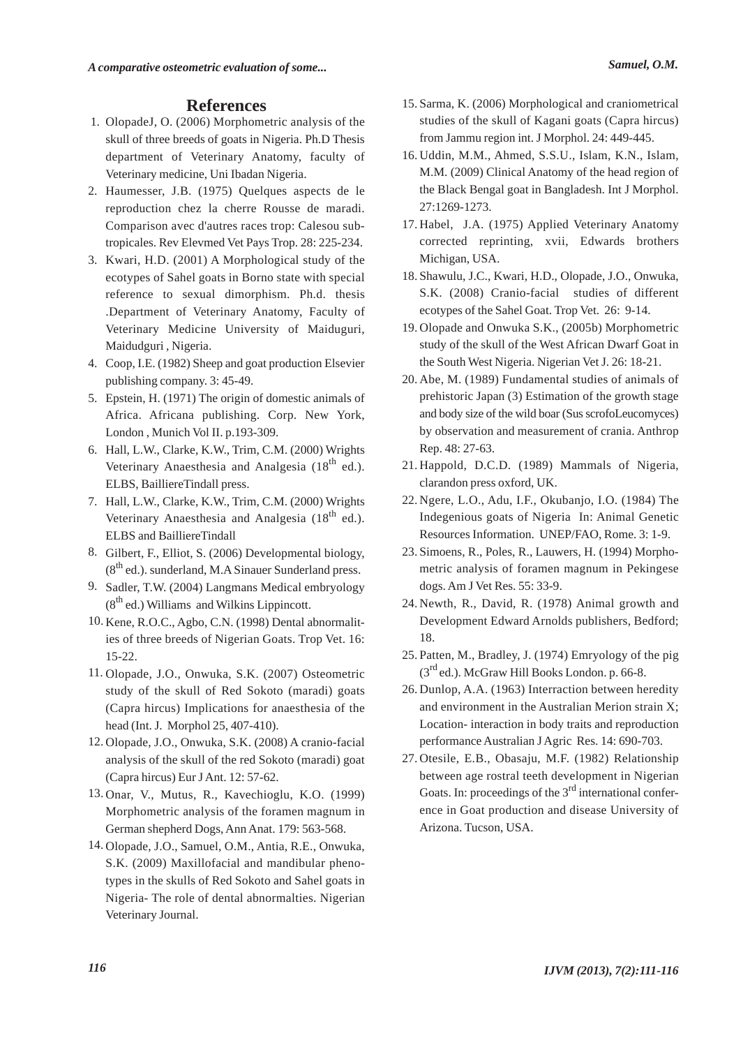## References

1. OlopadeJ, O. (2006) Morphometric analysis of the skull of three breeds of goats in Nigeria. Ph.D Thesis department of Veterinary Anatomy, faculty of Veterinary medicine, Uni Ibadan Nigeria.
2. Haumesser, J.B. (1975) Quelques aspects de le reproduction chez la cherre Rousse de maradi. Comparison avec d'autres races trop: Calesou sub-tropicales. Rev Elevmed Vet Pays Trop. 28: 225-234.
3. Kwari, H.D. (2001) A Morphological study of the ecotypes of Sahel goats in Borno state with special reference to sexual dimorphism. Ph.d. thesis .Department of Veterinary Anatomy, Faculty of Veterinary Medicine University of Maiduguri, Maidudguri , Nigeria.
4. Coop, I.E. (1982) Sheep and goat production Elsevier publishing company. 3: 45-49.
5. Epstein, H. (1971) The origin of domestic animals of Africa. Africana publishing. Corp. New York, London , Munich Vol II. p.193-309.
6. Hall, L.W., Clarke, K.W., Trim, C.M. (2000) Wrights Veterinary Anaesthesia and Analgesia (18th ed.). ELBS, BailliereTindall press.
7. Hall, L.W., Clarke, K.W., Trim, C.M. (2000) Wrights Veterinary Anaesthesia and Analgesia (18th ed.). ELBS and BailliereTindall
8. Gilbert, F., Elliot, S. (2006) Developmental biology, (8th ed.). sunderland, M.A Sinauer Sunderland press.
9. Sadler, T.W. (2004) Langmans Medical embryology (8th ed.) Williams and Wilkins Lippincott.
10. Kene, R.O.C., Agbo, C.N. (1998) Dental abnormalities of three breeds of Nigerian Goats. Trop Vet. 16: 15-22.
11. Olopade, J.O., Onwuka, S.K. (2007) Osteometric study of the skull of Red Sokoto (maradi) goats (Capra hircus) Implications for anaesthesia of the head (Int. J. Morphol 25, 407-410).
12. Olopade, J.O., Onwuka, S.K. (2008) A cranio-facial analysis of the skull of the red Sokoto (maradi) goat (Capra hircus) Eur J Ant. 12: 57-62.
13. Onar, V., Mutus, R., Kavechioglu, K.O. (1999) Morphometric analysis of the foramen magnum in German shepherd Dogs, Ann Anat. 179: 563-568.
14. Olopade, J.O., Samuel, O.M., Antia, R.E., Onwuka, S.K. (2009) Maxillofacial and mandibular phenotypes in the skulls of Red Sokoto and Sahel goats in Nigeria- The role of dental abnormalties. Nigerian Veterinary Journal.
15. Sarma, K. (2006) Morphological and craniometrical studies of the skull of Kagani goats (Capra hircus) from Jammu region int. J Morphol. 24: 449-445.
16. Uddin, M.M., Ahmed, S.S.U., Islam, K.N., Islam, M.M. (2009) Clinical Anatomy of the head region of the Black Bengal goat in Bangladesh. Int J Morphol. 27:1269-1273.
17. Habel, J.A. (1975) Applied Veterinary Anatomy corrected reprinting, xvii, Edwards brothers Michigan, USA.
18. Shawulu, J.C., Kwari, H.D., Olopade, J.O., Onwuka, S.K. (2008) Cranio-facial studies of different ecotypes of the Sahel Goat. Trop Vet. 26: 9-14.
19. Olopade and Onwuka S.K., (2005b) Morphometric study of the skull of the West African Dwarf Goat in the South West Nigeria. Nigerian Vet J. 26: 18-21.
20. Abe, M. (1989) Fundamental studies of animals of prehistoric Japan (3) Estimation of the growth stage and body size of the wild boar (Sus scrofoLeucomyces) by observation and measurement of crania. Anthrop Rep. 48: 27-63.
21. Happold, D.C.D. (1989) Mammals of Nigeria, clarandon press oxford, UK.
22. Ngere, L.O., Adu, I.F., Okubanjo, I.O. (1984) The Indegenious goats of Nigeria In: Animal Genetic Resources Information. UNEP/FAO, Rome. 3: 1-9.
23. Simoens, R., Poles, R., Lauwers, H. (1994) Morphometric analysis of foramen magnum in Pekingese dogs. Am J Vet Res. 55: 33-9.
24. Newth, R., David, R. (1978) Animal growth and Development Edward Arnolds publishers, Bedford; 18.
25. Patten, M., Bradley, J. (1974) Emryology of the pig (3rd ed.). McGraw Hill Books London. p. 66-8.
26. Dunlop, A.A. (1963) Interraction between heredity and environment in the Australian Merion strain X; Location- interaction in body traits and reproduction performance Australian J Agric Res. 14: 690-703.
27. Otesile, E.B., Obasaju, M.F. (1982) Relationship between age rostral teeth development in Nigerian Goats. In: proceedings of the 3rd international conference in Goat production and disease University of Arizona. Tucson, USA.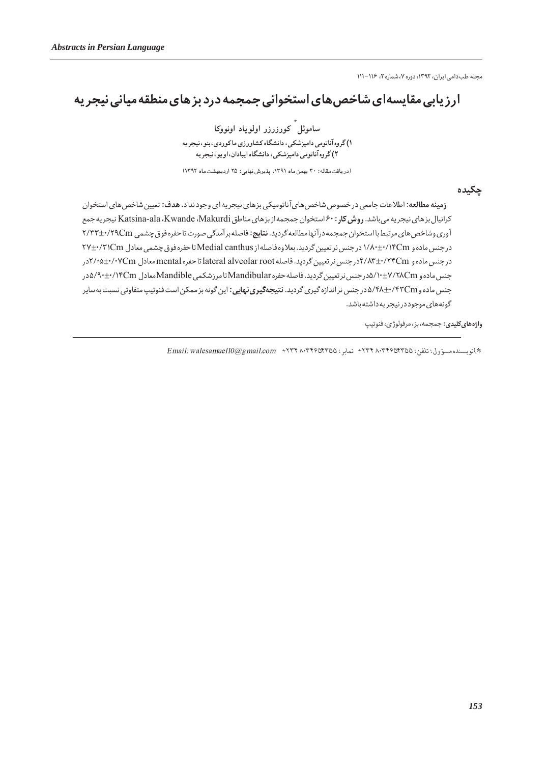# ارزیابی مقایسه‌ای شاخص‌های استخوانی جمجمه در بزهای منطقه میانی نیجریه

**ساموئل** [*] **کورزرزر اولوپاد اونووکا**

**۱) گروه آناتومی دامپزشکی، دانشگاه کشاورزی ماکوردی، بنو، نیجریه**
**۲) گروه آناتومی دامپزشکی، دانشگاه ایبادان، اویو، نیجریه**

(دریافت مقاله: ۳۰ بهمن ماه ۱۳۹۱، پذیرش نهایی: ۲۵ اردیبهشت ماه ۱۳۹۲)

## چکیده

**زمینه مطالعه:** اطلاعات جامعی در خصوص شاخص‌های آناتومیکی بزهای نیجریه ای وجود نداد. **هدف:** تعیین شاخص‌های استخوان کرانیال بزهای نیجریه می‌باشد. **روش کار:** ۶۰ استخوان جمجمه از بزهای مناطق Makurdi، Kwande، Katsina-ala نیجریه جمع آوری و شاخص‌های مرتبط با استخوان جمجمه در آنها مطالعه گردید. **نتایج:** فاصله برآمدگی صورت تا حفره فوق چشمی ۲/۳۳±۰/۲۹Cm در جنس ماده و ۱/۸۰±۰/۱۴Cm در جنس نر تعیین گردید. بعلاوه فاصله از Medial canthus تا حفره فوق چشمی معادل ۲۷±۰/۳۱Cm در جنس ماده و ۲/۸۳±۰/۲۴Cm در جنس نر تعیین گردید. فاصله lateral alveolar root تا حفره mental معادل ۲/۰۵±۰/۰۷Cm در جنس ماده و ۵/۱۰±۷/۲۸Cm در جنس نر تعیین گردید. فاصله حفره Mandibular تا مرز شکمی Mandible معادل ۵/۹۰±۰/۱۴Cm در جنس ماده و ۵/۴۸±۰/۴۳Cm در جنس نر اندازه گیری گردید. **نتیجه‌گیری نهایی:** این گونه بز ممکن است فنوتیپ متفاوتی نسبت به سایر گونه‌های موجود در نیجریه داشته باشد.

**واژه‌های کلیدی:** جمجمه، بز، مرفولوژی، فنوتیپ

*) نویسنده مسؤول: تلفن: ۸۰۳۴۶۵۴۳۵۵ ۲۳۴+ نمابر: ۸۰۳۴۶۵۴۳۵۵ ۲۳۴+ Email: walesamuel10@gmail.com